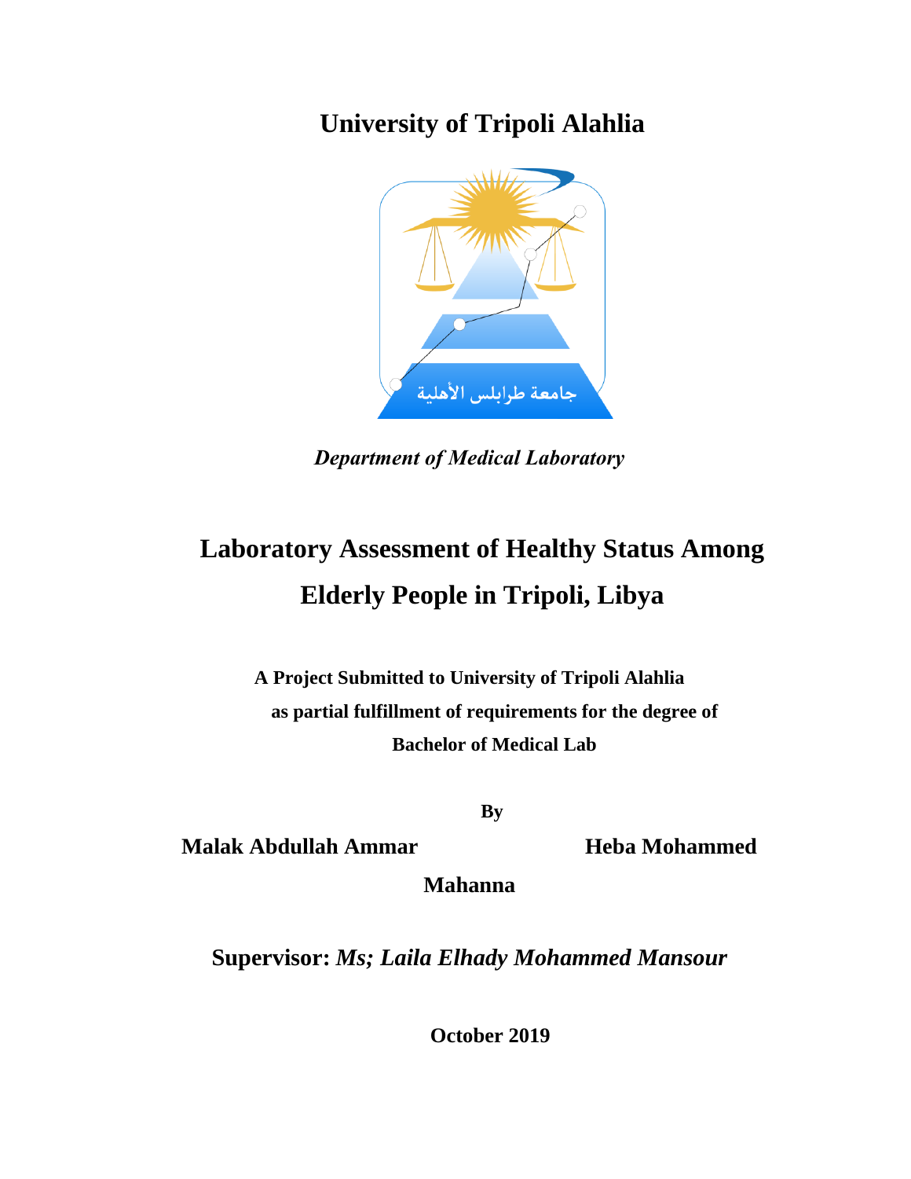# University of Tripoli Alahlia

جامعة طرابلس الأهلية

***Department of Medical Laboratory***

# Laboratory Assessment of Healthy Status Among Elderly People in Tripoli, Libya

**A Project Submitted to University of Tripoli Alahlia as partial fulfillment of requirements for the degree of Bachelor of Medical Lab**

**By**

**Malak Abdullah Ammar** **Heba Mohammed Mahanna**

**Supervisor:** ***Ms; Laila Elhady Mohammed Mansour***

**October 2019**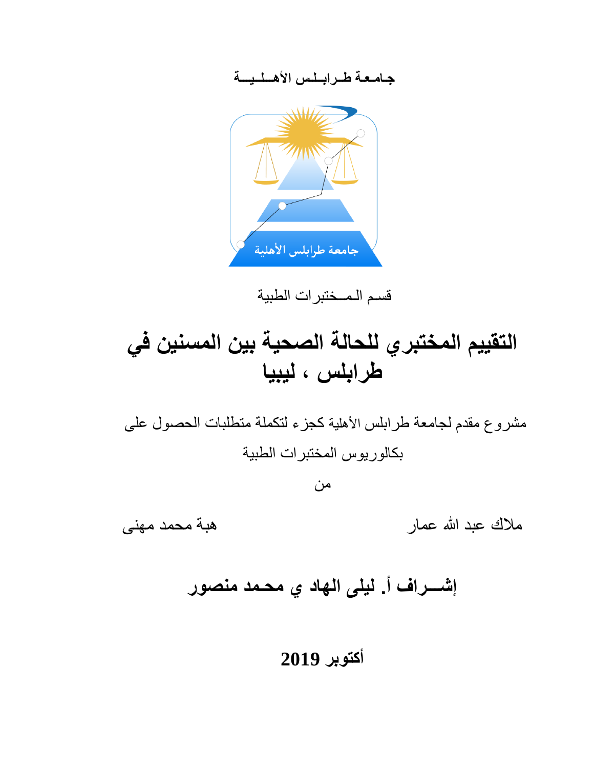جـامـعـة طـرابـلـس الأهــلـيـــة

قسـم الـمــختبرات الطبية

# التقييم المختبري للحالة الصحية بين المسنين في طرابلس ، ليبيا

مشروع مقدم لجامعة طرابلس الأهلية كجزء لتكملة متطلبات الحصول على بكالوريوس المختبرات الطبية

من

ملاك عبد الله عمار    هبة محمد مهنى

**إشــــراف أ. ليلى الهاد ي محـمد منصور**

**أكتوبر 2019**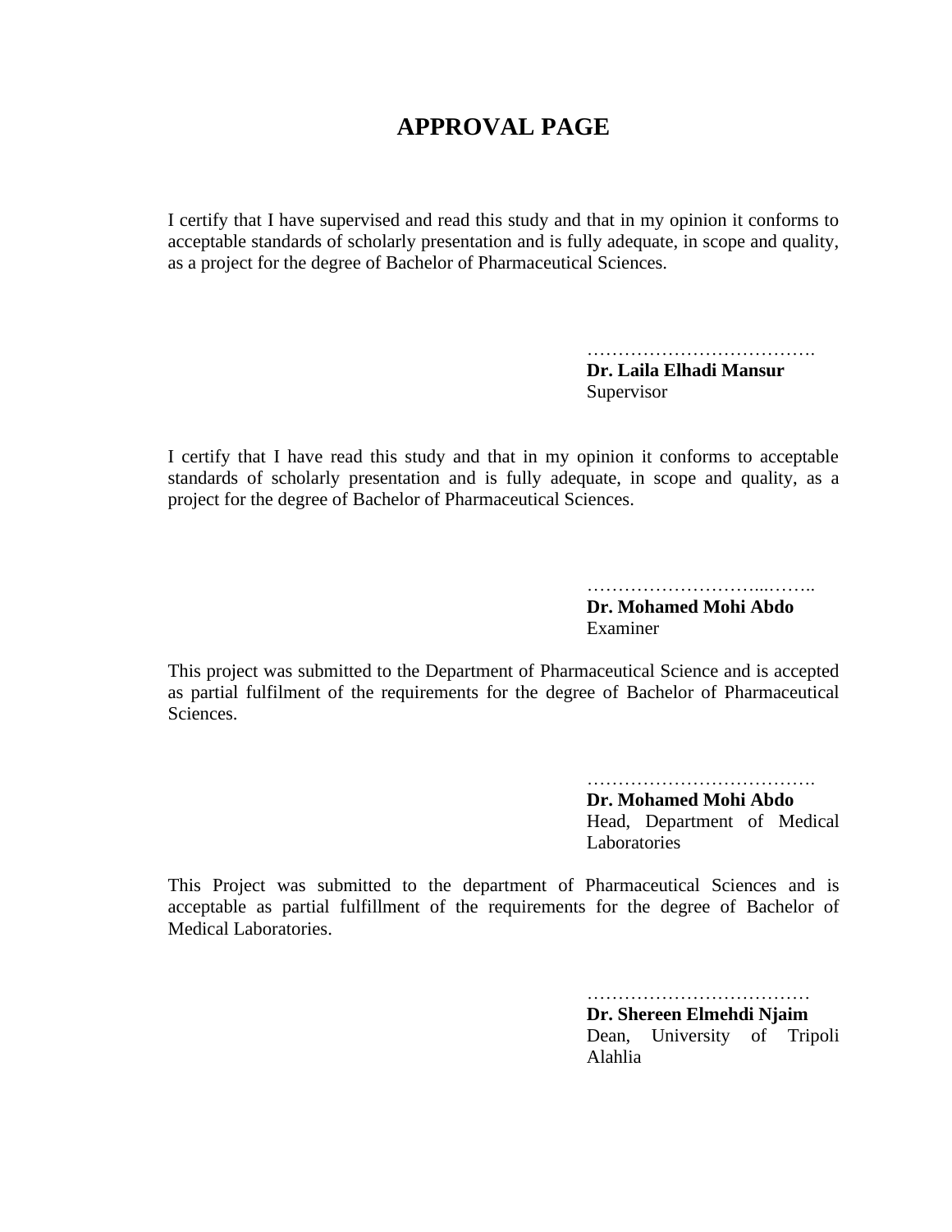# APPROVAL PAGE

I certify that I have supervised and read this study and that in my opinion it conforms to acceptable standards of scholarly presentation and is fully adequate, in scope and quality, as a project for the degree of Bachelor of Pharmaceutical Sciences.

……………………………….
**Dr. Laila Elhadi Mansur**
Supervisor

I certify that I have read this study and that in my opinion it conforms to acceptable standards of scholarly presentation and is fully adequate, in scope and quality, as a project for the degree of Bachelor of Pharmaceutical Sciences.

………………………...……..
**Dr. Mohamed Mohi Abdo**
Examiner

This project was submitted to the Department of Pharmaceutical Science and is accepted as partial fulfilment of the requirements for the degree of Bachelor of Pharmaceutical Sciences.

……………………………….
**Dr. Mohamed Mohi Abdo**
Head, Department of Medical Laboratories

This Project was submitted to the department of Pharmaceutical Sciences and is acceptable as partial fulfillment of the requirements for the degree of Bachelor of Medical Laboratories.

………………………………
**Dr. Shereen Elmehdi Njaim**
Dean, University of Tripoli Alahlia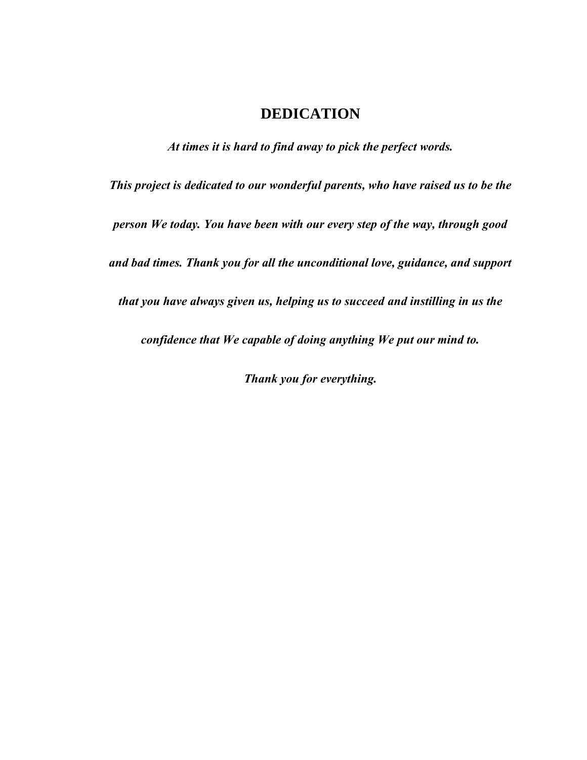# DEDICATION

***At times it is hard to find away to pick the perfect words.***

***This project is dedicated to our wonderful parents, who have raised us to be the person We today. You have been with our every step of the way, through good and bad times. Thank you for all the unconditional love, guidance, and support that you have always given us, helping us to succeed and instilling in us the confidence that We capable of doing anything We put our mind to.***

***Thank you for everything.***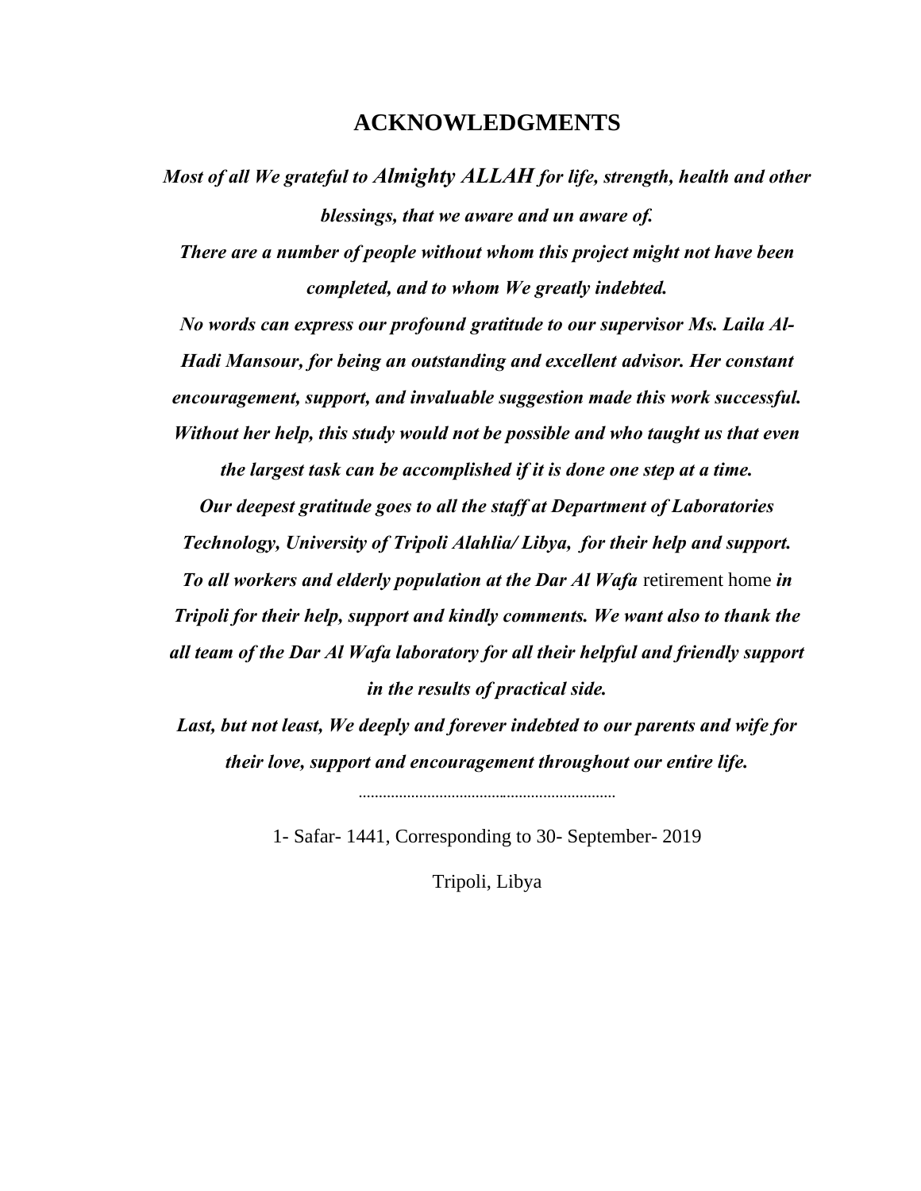# ACKNOWLEDGMENTS

***Most of all We grateful to Almighty ALLAH for life, strength, health and other blessings, that we aware and un aware of.***

***There are a number of people without whom this project might not have been completed, and to whom We greatly indebted.***

***No words can express our profound gratitude to our supervisor Ms. Laila Al-Hadi Mansour, for being an outstanding and excellent advisor. Her constant encouragement, support, and invaluable suggestion made this work successful. Without her help, this study would not be possible and who taught us that even the largest task can be accomplished if it is done one step at a time.***

***Our deepest gratitude goes to all the staff at Department of Laboratories Technology, University of Tripoli Alahlia/ Libya, for their help and support.***

***To all workers and elderly population at the Dar Al Wafa*** retirement home ***in Tripoli for their help, support and kindly comments. We want also to thank the all team of the Dar Al Wafa laboratory for all their helpful and friendly support in the results of practical side.***

***Last, but not least, We deeply and forever indebted to our parents and wife for their love, support and encouragement throughout our entire life.***

..............................................................

1- Safar- 1441, Corresponding to 30- September- 2019

Tripoli, Libya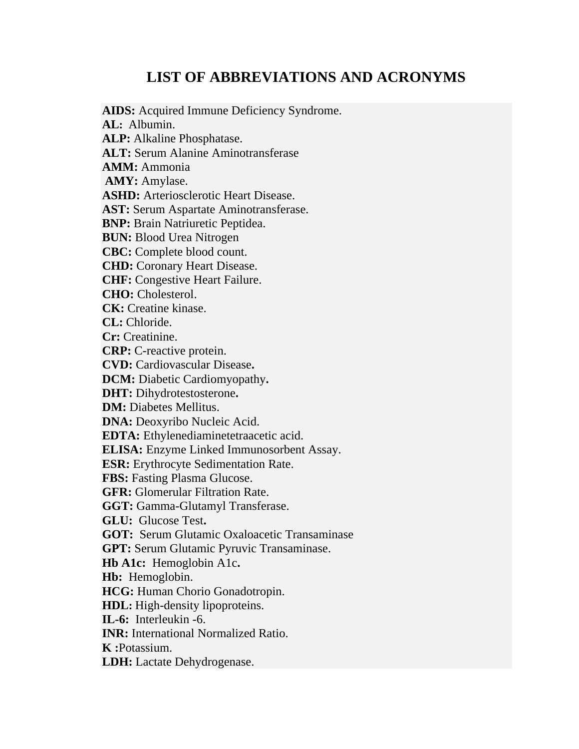# LIST OF ABBREVIATIONS AND ACRONYMS

**AIDS:** Acquired Immune Deficiency Syndrome.
**AL:** Albumin.
**ALP:** Alkaline Phosphatase.
**ALT:** Serum Alanine Aminotransferase
**AMM:** Ammonia
**AMY:** Amylase.
**ASHD:** Arteriosclerotic Heart Disease.
**AST:** Serum Aspartate Aminotransferase.
**BNP:** Brain Natriuretic Peptidea.
**BUN:** Blood Urea Nitrogen
**CBC:** Complete blood count.
**CHD:** Coronary Heart Disease.
**CHF:** Congestive Heart Failure.
**CHO:** Cholesterol.
**CK:** Creatine kinase.
**CL:** Chloride.
**Cr:** Creatinine.
**CRP:** C-reactive protein.
**CVD:** Cardiovascular Disease**.**
**DCM:** Diabetic Cardiomyopathy**.**
**DHT:** Dihydrotestosterone**.**
**DM:** Diabetes Mellitus.
**DNA:** Deoxyribo Nucleic Acid.
**EDTA:** Ethylenediaminetetraacetic acid.
**ELISA:** Enzyme Linked Immunosorbent Assay.
**ESR:** Erythrocyte Sedimentation Rate.
**FBS:** Fasting Plasma Glucose.
**GFR:** Glomerular Filtration Rate.
**GGT:** Gamma-Glutamyl Transferase.
**GLU:** Glucose Test**.**
**GOT:** Serum Glutamic Oxaloacetic Transaminase
**GPT:** Serum Glutamic Pyruvic Transaminase.
**Hb A1c:** Hemoglobin A1c**.**
**Hb:** Hemoglobin.
**HCG:** Human Chorio Gonadotropin.
**HDL:** High-density lipoproteins.
**IL-6:** Interleukin -6.
**INR:** International Normalized Ratio.
**K :**Potassium.
**LDH:** Lactate Dehydrogenase.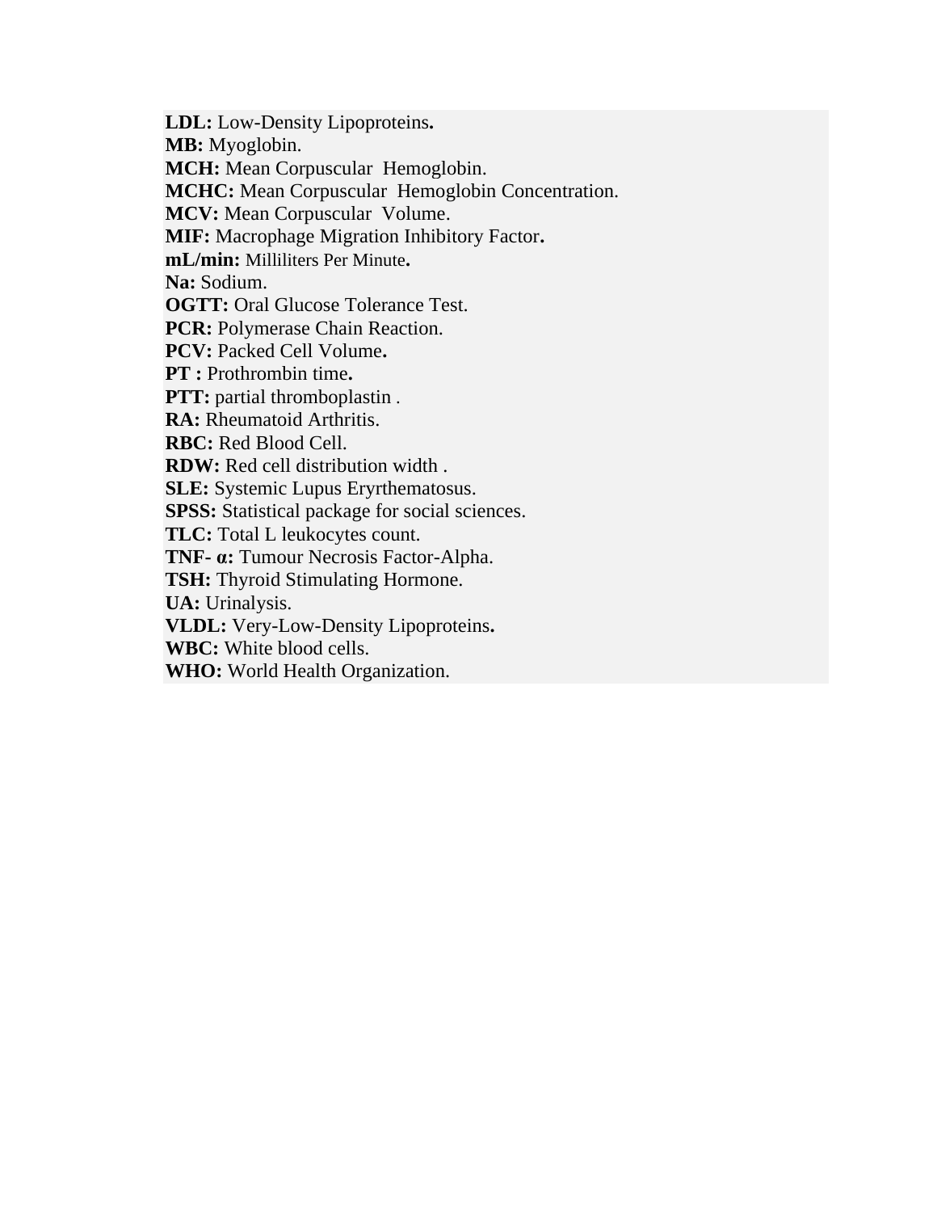**LDL:** Low-Density Lipoproteins**.**
**MB:** Myoglobin.
**MCH:** Mean Corpuscular Hemoglobin.
**MCHC:** Mean Corpuscular Hemoglobin Concentration.
**MCV:** Mean Corpuscular Volume.
**MIF:** Macrophage Migration Inhibitory Factor**.**
**mL/min:** Milliliters Per Minute**.**
**Na:** Sodium.
**OGTT:** Oral Glucose Tolerance Test.
**PCR:** Polymerase Chain Reaction.
**PCV:** Packed Cell Volume**.**
**PT :** Prothrombin time**.**
**PTT:** partial thromboplastin .
**RA:** Rheumatoid Arthritis.
**RBC:** Red Blood Cell.
**RDW:** Red cell distribution width .
**SLE:** Systemic Lupus Eryrthematosus.
**SPSS:** Statistical package for social sciences.
**TLC:** Total L leukocytes count.
**TNF- α:** Tumour Necrosis Factor-Alpha.
**TSH:** Thyroid Stimulating Hormone.
**UA:** Urinalysis.
**VLDL:** Very-Low-Density Lipoproteins**.**
**WBC:** White blood cells.
**WHO:** World Health Organization.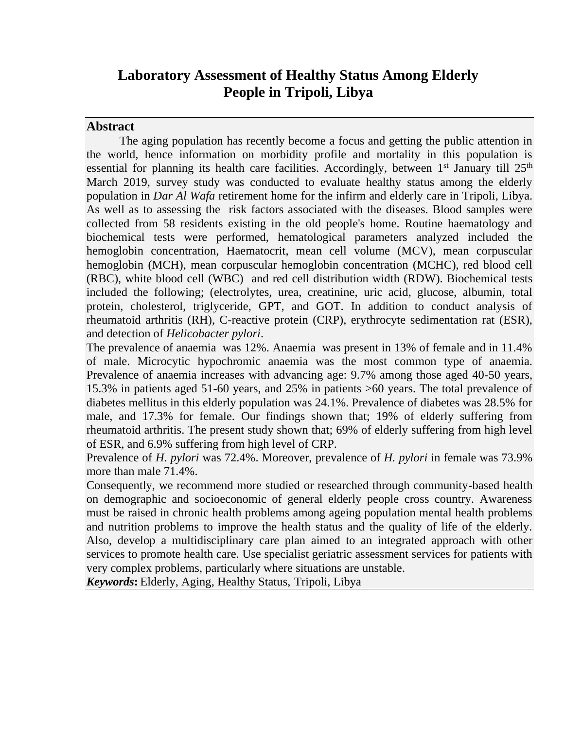# Laboratory Assessment of Healthy Status Among Elderly People in Tripoli, Libya

## Abstract

The aging population has recently become a focus and getting the public attention in the world, hence information on morbidity profile and mortality in this population is essential for planning its health care facilities. Accordingly, between 1st January till 25th March 2019, survey study was conducted to evaluate healthy status among the elderly population in *Dar Al Wafa* retirement home for the infirm and elderly care in Tripoli, Libya. As well as to assessing the risk factors associated with the diseases. Blood samples were collected from 58 residents existing in the old people's home. Routine haematology and biochemical tests were performed, hematological parameters analyzed included the hemoglobin concentration, Haematocrit, mean cell volume (MCV), mean corpuscular hemoglobin (MCH), mean corpuscular hemoglobin concentration (MCHC), red blood cell (RBC), white blood cell (WBC) and red cell distribution width (RDW). Biochemical tests included the following; (electrolytes, urea, creatinine, uric acid, glucose, albumin, total protein, cholesterol, triglyceride, GPT, and GOT. In addition to conduct analysis of rheumatoid arthritis (RH), C-reactive protein (CRP), erythrocyte sedimentation rat (ESR), and detection of *Helicobacter pylori*.

The prevalence of anaemia was 12%. Anaemia was present in 13% of female and in 11.4% of male. Microcytic hypochromic anaemia was the most common type of anaemia. Prevalence of anaemia increases with advancing age: 9.7% among those aged 40-50 years, 15.3% in patients aged 51-60 years, and 25% in patients >60 years. The total prevalence of diabetes mellitus in this elderly population was 24.1%. Prevalence of diabetes was 28.5% for male, and 17.3% for female. Our findings shown that; 19% of elderly suffering from rheumatoid arthritis. The present study shown that; 69% of elderly suffering from high level of ESR, and 6.9% suffering from high level of CRP.

Prevalence of *H. pylori* was 72.4%. Moreover, prevalence of *H. pylori* in female was 73.9% more than male 71.4%.

Consequently, we recommend more studied or researched through community-based health on demographic and socioeconomic of general elderly people cross country. Awareness must be raised in chronic health problems among ageing population mental health problems and nutrition problems to improve the health status and the quality of life of the elderly. Also, develop a multidisciplinary care plan aimed to an integrated approach with other services to promote health care. Use specialist geriatric assessment services for patients with very complex problems, particularly where situations are unstable.

***Keywords*:** Elderly, Aging, Healthy Status, Tripoli, Libya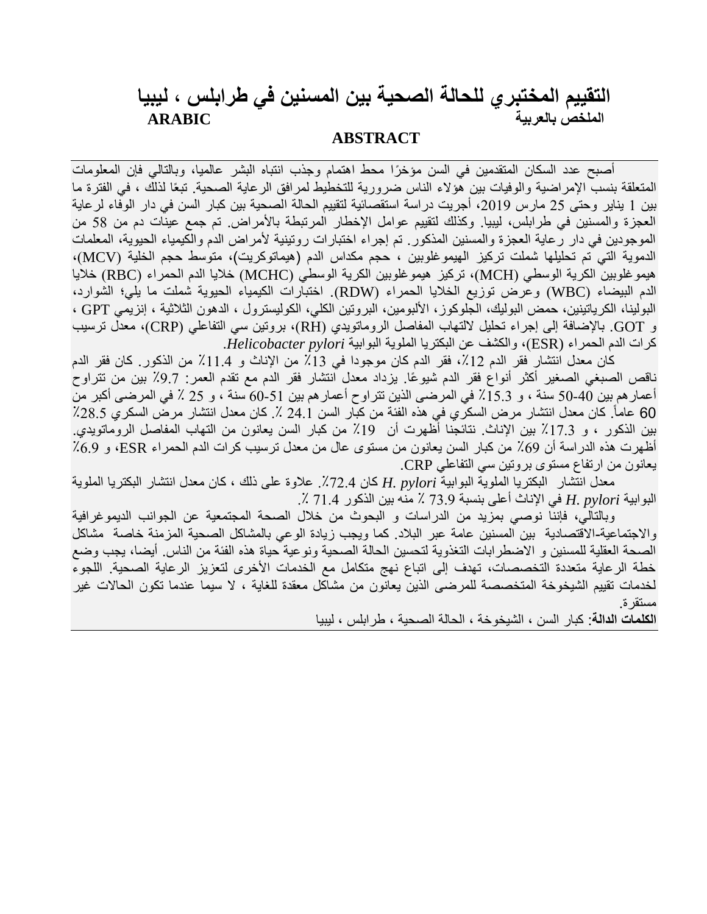# التقييم المختبري للحالة الصحية بين المسنين في طرابلس ، ليبيا

**الملخص بالعربية** **ARABIC**

## ABSTRACT

أصبح عدد السكان المتقدمين في السن مؤخرًا محط اهتمام وجذب انتباه البشر عالميا، وبالتالي فإن المعلومات المتعلقة بنسب الإمراضية والوفيات بين هؤلاء الناس ضرورية للتخطيط لمرافق الرعاية الصحية. تبعًا لذلك ، في الفترة ما بين 1 يناير وحتى 25 مارس 2019، أجريت دراسة استقصائية لتقييم الحالة الصحية بين كبار السن في دار الوفاء لرعاية العجزة والمسنين في طرابلس، ليبيا. وكذلك لتقييم عوامل الإخطار المرتبطة بالأمراض. تم جمع عينات دم من 58 من الموجودين في دار رعاية العجزة والمسنين المذكور. تم إجراء اختبارات روتينية لأمراض الدم والكيمياء الحيوية، المعلمات الدموية التي تم تحليلها شملت تركيز الهيموغلوبين ، حجم مكداس الدم (هيماتوكريت)، متوسط حجم الخلية (MCV)، هيموغلوبين الكرية الوسطي (MCH)، تركيز هيموغلوبين الكرية الوسطي (MCHC) خلايا الدم الحمراء (RBC) خلايا الدم البيضاء (WBC) وعرض توزيع الخلايا الحمراء (RDW). اختبارات الكيمياء الحيوية شملت ما يلي؛ الشوارد، البولينا، الكرياتينين، حمض البوليك، الجلوكوز، الألبومين، البروتين الكلي، الكوليسترول ، الدهون الثلاثية ، إنزيمي GPT ، و GOT. بالإضافة إلى إجراء تحليل لالتهاب المفاصل الروماتويدي (RH)، بروتين سي التفاعلي (CRP)، معدل ترسيب كرات الدم الحمراء (ESR)، والكشف عن البكتريا الملوية البوابية *Helicobacter pylori*.

كان معدل انتشار فقر الدم 12٪، فقر الدم كان موجودا في 13٪ من الإناث و 11.4٪ من الذكور. كان فقر الدم ناقص الصبغي الصغير أكثر أنواع فقر الدم شيوعًا. يزداد معدل انتشار فقر الدم مع تقدم العمر: 9.7٪ بين من تتراوح أعمارهم بين 40-50 سنة ، و 15.3٪ في المرضى الذين تتراوح أعمارهم بين 51-60 سنة ، و 25 ٪ في المرضى أكبر من 60 عاماً. كان معدل انتشار مرض السكري في هذه الفئة من كبار السن 24.1 ٪. كان معدل انتشار مرض السكري 28.5٪ بين الذكور ، و 17.3٪ بين الإناث. نتائجنا أظهرت أن 19٪ من كبار السن يعانون من التهاب المفاصل الروماتويدي. أظهرت هذه الدراسة أن 69٪ من كبار السن يعانون من مستوى عال من معدل ترسيب كرات الدم الحمراء ESR، و 6.9٪ يعانون من ارتفاع مستوى بروتين سي التفاعلي CRP.

معدل انتشار البكتريا الملوية البوابية *H. pylori* كان 72.4٪. علاوة على ذلك ، كان معدل انتشار البكتريا الملوية البوابية *H. pylori* في الإناث أعلى بنسبة 73.9 ٪ منه بين الذكور 71.4 ٪.

وبالتالي، فإننا نوصي بمزيد من الدراسات و البحوث من خلال الصحة المجتمعية عن الجوانب الديموغرافية والاجتماعية-الاقتصادية بين المسنين عامة عبر البلاد. كما ويجب زيادة الوعي بالمشاكل الصحية المزمنة خاصة مشاكل الصحة العقلية للمسنين و الاضطرابات التغذوية لتحسين الحالة الصحية ونوعية حياة هذه الفئة من الناس. أيضا، يجب وضع خطة الرعاية متعددة التخصصات، تهدف إلى اتباع نهج متكامل مع الخدمات الأخرى لتعزيز الرعاية الصحية. اللجوء لخدمات تقييم الشيخوخة المتخصصة للمرضى الذين يعانون من مشاكل معقدة للغاية ، لا سيما عندما تكون الحالات غير مستقرة.

**الكلمات الدالة**: كبار السن ، الشيخوخة ، الحالة الصحية ، طرابلس ، ليبيا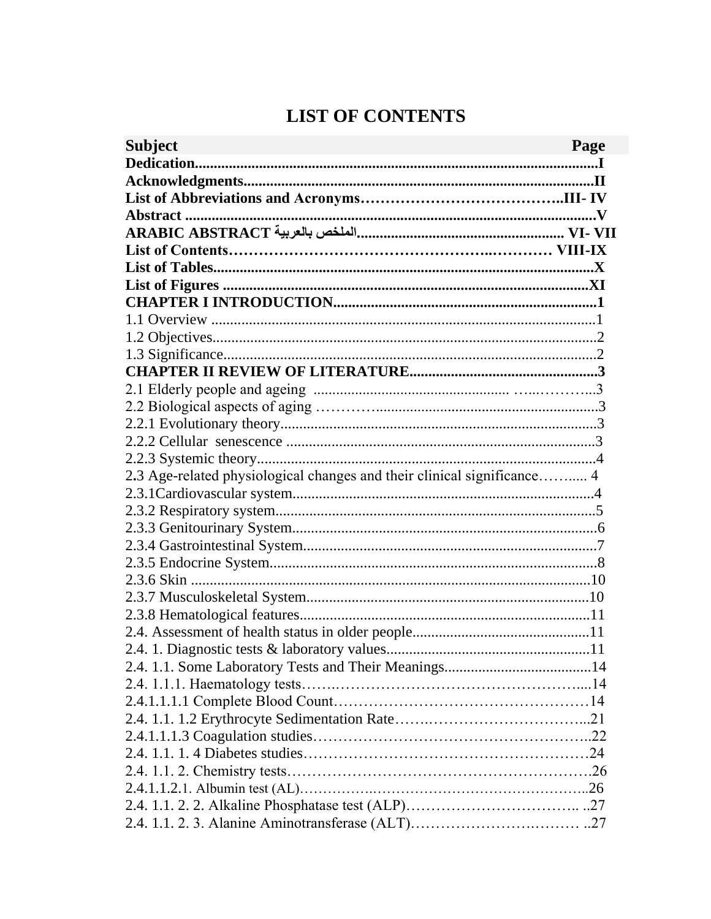# LIST OF CONTENTS

| Subject | Page |
|---|---|
| **Dedication** | **I** |
| **Acknowledgments** | **II** |
| **List of Abbreviations and Acronyms** | **III- IV** |
| **Abstract** | **V** |
| **ARABIC ABSTRACT الملخص بالعربية** | **VI- VII** |
| **List of Contents** | **VIII-IX** |
| **List of Tables** | **X** |
| **List of Figures** | **XI** |
| **CHAPTER I INTRODUCTION** | **1** |
| 1.1 Overview | 1 |
| 1.2 Objectives | 2 |
| 1.3 Significance | 2 |
| **CHAPTER II REVIEW OF LITERATURE** | **3** |
| 2.1 Elderly people and ageing | 3 |
| 2.2 Biological aspects of aging | 3 |
| 2.2.1 Evolutionary theory | 3 |
| 2.2.2 Cellular senescence | 3 |
| 2.2.3 Systemic theory | 4 |
| 2.3 Age-related physiological changes and their clinical significance | 4 |
| 2.3.1Cardiovascular system | 4 |
| 2.3.2 Respiratory system | 5 |
| 2.3.3 Genitourinary System | 6 |
| 2.3.4 Gastrointestinal System | 7 |
| 2.3.5 Endocrine System | 8 |
| 2.3.6 Skin | 10 |
| 2.3.7 Musculoskeletal System | 10 |
| 2.3.8 Hematological features | 11 |
| 2.4. Assessment of health status in older people | 11 |
| 2.4. 1. Diagnostic tests & laboratory values | 11 |
| 2.4. 1.1. Some Laboratory Tests and Their Meanings | 14 |
| 2.4. 1.1.1. Haematology tests | 14 |
| 2.4.1.1.1.1 Complete Blood Count | 14 |
| 2.4. 1.1. 1.2 Erythrocyte Sedimentation Rate | 21 |
| 2.4.1.1.1.3 Coagulation studies | 22 |
| 2.4. 1.1. 1. 4 Diabetes studies | 24 |
| 2.4. 1.1. 2. Chemistry tests | 26 |
| 2.4.1.1.2.1. Albumin test (AL) | 26 |
| 2.4. 1.1. 2. 2. Alkaline Phosphatase test (ALP) | 27 |
| 2.4. 1.1. 2. 3. Alanine Aminotransferase (ALT) | 27 |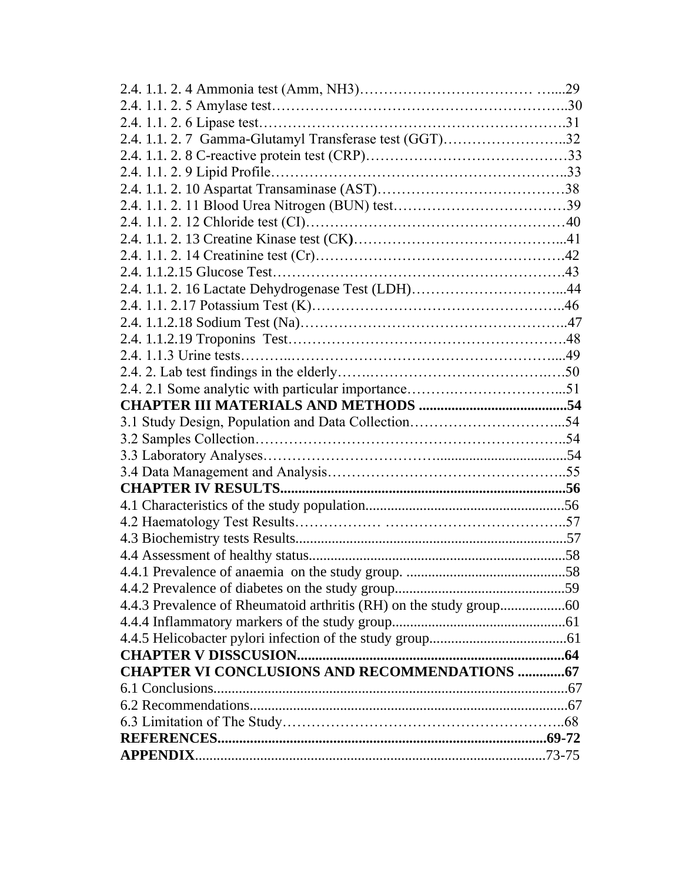2.4. 1.1. 2. 4 Ammonia test (Amm, NH3)……………………………… …....29
2.4. 1.1. 2. 5 Amylase test…………………………………………………..30
2.4. 1.1. 2. 6 Lipase test…………………………………………………….31
2.4. 1.1. 2. 7 Gamma-Glutamyl Transferase test (GGT)……………………..32
2.4. 1.1. 2. 8 C-reactive protein test (CRP)……………………………………33
2.4. 1.1. 2. 9 Lipid Profile………………………………………………..33
2.4. 1.1. 2. 10 Aspartat Transaminase (AST)………………………………38
2.4. 1.1. 2. 11 Blood Urea Nitrogen (BUN) test……………………………39
2.4. 1.1. 2. 12 Chloride test (CI)…………………………………………40
2.4. 1.1. 2. 13 Creatine Kinase test (CK)…………………………………..41
2.4. 1.1. 2. 14 Creatinine test (Cr)……………………………………………42
2.4. 1.1.2.15 Glucose Test…………………………………………………43
2.4. 1.1. 2. 16 Lactate Dehydrogenase Test (LDH)…………………………..44
2.4. 1.1. 2.17 Potassium Test (K)…………………………………………..46
2.4. 1.1.2.18 Sodium Test (Na)………………………………………………..47
2.4. 1.1.2.19 Troponins Test…………………………………………………48
2.4. 1.1.3 Urine tests………..…………………………………………….....49
2.4. 2. Lab test findings in the elderly…….………………………………….…50
2.4. 2.1 Some analytic with particular importance…………….……………...51

**CHAPTER III MATERIALS AND METHODS .........................................54**

3.1 Study Design, Population and Data Collection…………………………...54
3.2 Samples Collection…………………………………………………..54
3.3 Laboratory Analyses…………………………….................................54
3.4 Data Management and Analysis………………………………………..55

**CHAPTER IV RESULTS................................................................................56**

4.1 Characteristics of the study population......................................................56
4.2 Haematology Test Results……………… ………………………………..57
4.3 Biochemistry tests Results...........................................................................57
4.4 Assessment of healthy status.......................................................................58
4.4.1 Prevalence of anaemia on the study group. ............................................58
4.4.2 Prevalence of diabetes on the study group...............................................59
4.4.3 Prevalence of Rheumatoid arthritis (RH) on the study group..................60
4.4.4 Inflammatory markers of the study group................................................61
4.4.5 Helicobacter pylori infection of the study group......................................61

**CHAPTER V DISSCUSION..........................................................................64**

**CHAPTER VI CONCLUSIONS AND RECOMMENDATIONS .............67**

6.1 Conclusions..................................................................................................67
6.2 Recommendations........................................................................................67
6.3 Limitation of The Study…………………………………………………..68

**REFERENCES..........................................................................................69-72**

**APPENDIX**................................................................................................73-75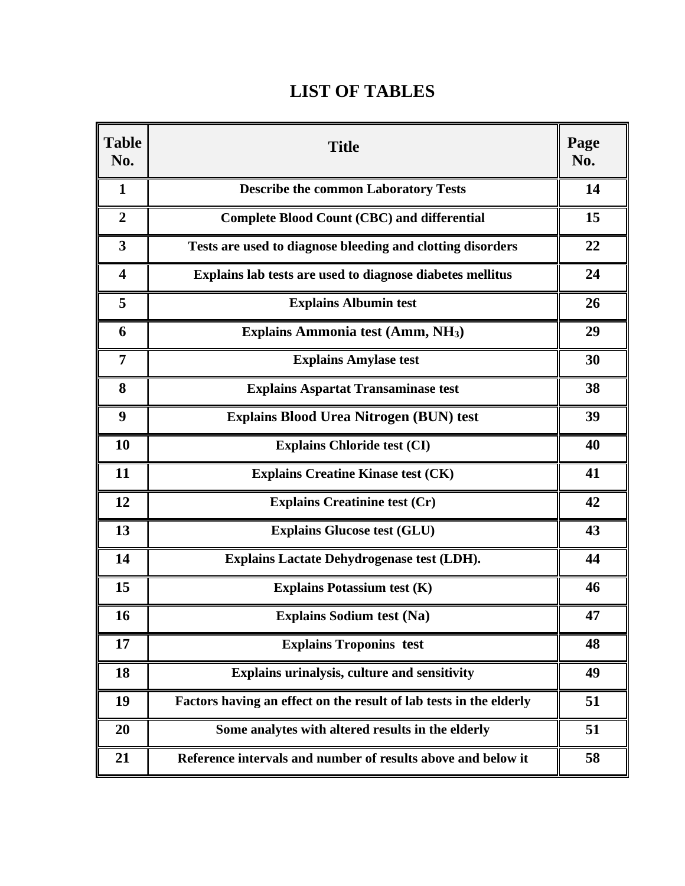# LIST OF TABLES

| Table No. | Title | Page No. |
|---|---|---|
| 1 | Describe the common Laboratory Tests | 14 |
| 2 | Complete Blood Count (CBC) and differential | 15 |
| 3 | Tests are used to diagnose bleeding and clotting disorders | 22 |
| 4 | Explains lab tests are used to diagnose diabetes mellitus | 24 |
| 5 | Explains Albumin test | 26 |
| 6 | Explains Ammonia test (Amm, $NH_3$) | 29 |
| 7 | Explains Amylase test | 30 |
| 8 | Explains Aspartat Transaminase test | 38 |
| 9 | Explains Blood Urea Nitrogen (BUN) test | 39 |
| 10 | Explains Chloride test (CI) | 40 |
| 11 | Explains Creatine Kinase test (CK) | 41 |
| 12 | Explains Creatinine test (Cr) | 42 |
| 13 | Explains Glucose test (GLU) | 43 |
| 14 | Explains Lactate Dehydrogenase test (LDH). | 44 |
| 15 | Explains Potassium test (K) | 46 |
| 16 | Explains Sodium test (Na) | 47 |
| 17 | Explains Troponins test | 48 |
| 18 | Explains urinalysis, culture and sensitivity | 49 |
| 19 | Factors having an effect on the result of lab tests in the elderly | 51 |
| 20 | Some analytes with altered results in the elderly | 51 |
| 21 | Reference intervals and number of results above and below it | 58 |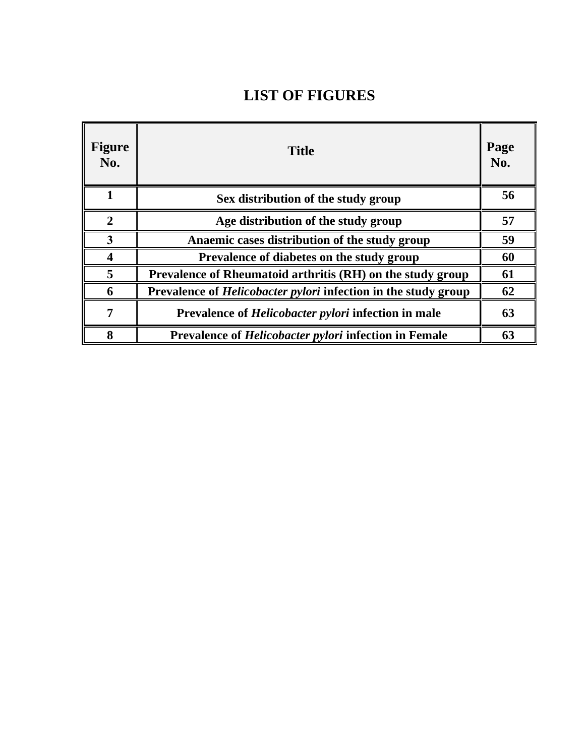# LIST OF FIGURES

| Figure No. | Title | Page No. |
|---|---|---|
| 1 | Sex distribution of the study group | 56 |
| 2 | Age distribution of the study group | 57 |
| 3 | Anaemic cases distribution of the study group | 59 |
| 4 | Prevalence of diabetes on the study group | 60 |
| 5 | Prevalence of Rheumatoid arthritis (RH) on the study group | 61 |
| 6 | Prevalence of *Helicobacter pylori* infection in the study group | 62 |
| 7 | Prevalence of *Helicobacter pylori* infection in male | 63 |
| 8 | Prevalence of *Helicobacter pylori* infection in Female | 63 |